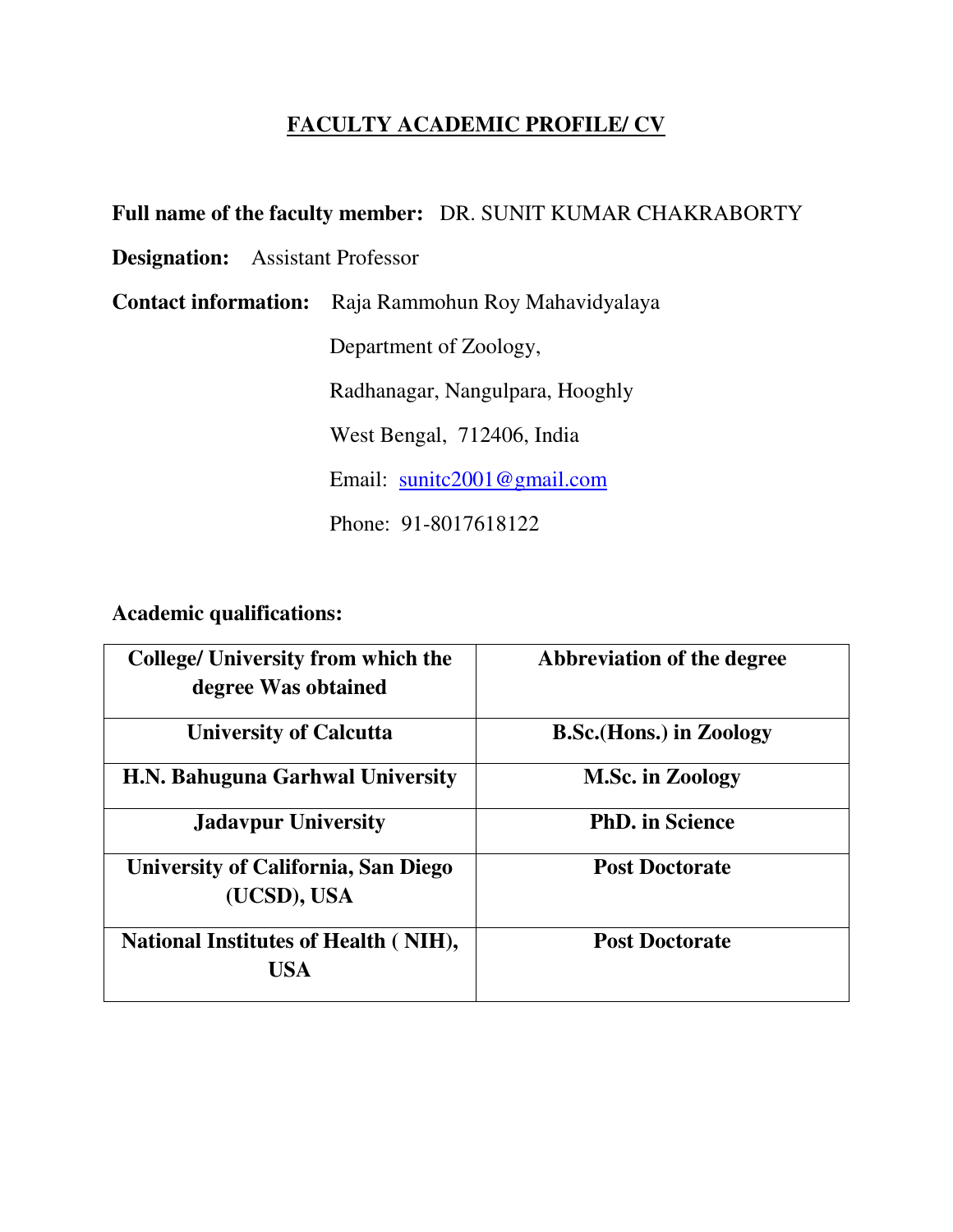# FACULTY ACADEMIC PROFILE/ CV

**Full name of the faculty member:** DR. SUNIT KUMAR CHAKRABORTY

**Designation:** Assistant Professor

**Contact information:** Raja Rammohun Roy Mahavidyalaya

Department of Zoology,

Radhanagar, Nangulpara, Hooghly

West Bengal, 712406, India

Email: sunitc2001@gmail.com

Phone: 91-8017618122

**Academic qualifications:**

| College/ University from which the degree Was obtained | Abbreviation of the degree |
|---|---|
| **University of Calcutta** | **B.Sc.(Hons.) in Zoology** |
| **H.N. Bahuguna Garhwal University** | **M.Sc. in Zoology** |
| **Jadavpur University** | **PhD. in Science** |
| **University of California, San Diego (UCSD), USA** | **Post Doctorate** |
| **National Institutes of Health ( NIH), USA** | **Post Doctorate** |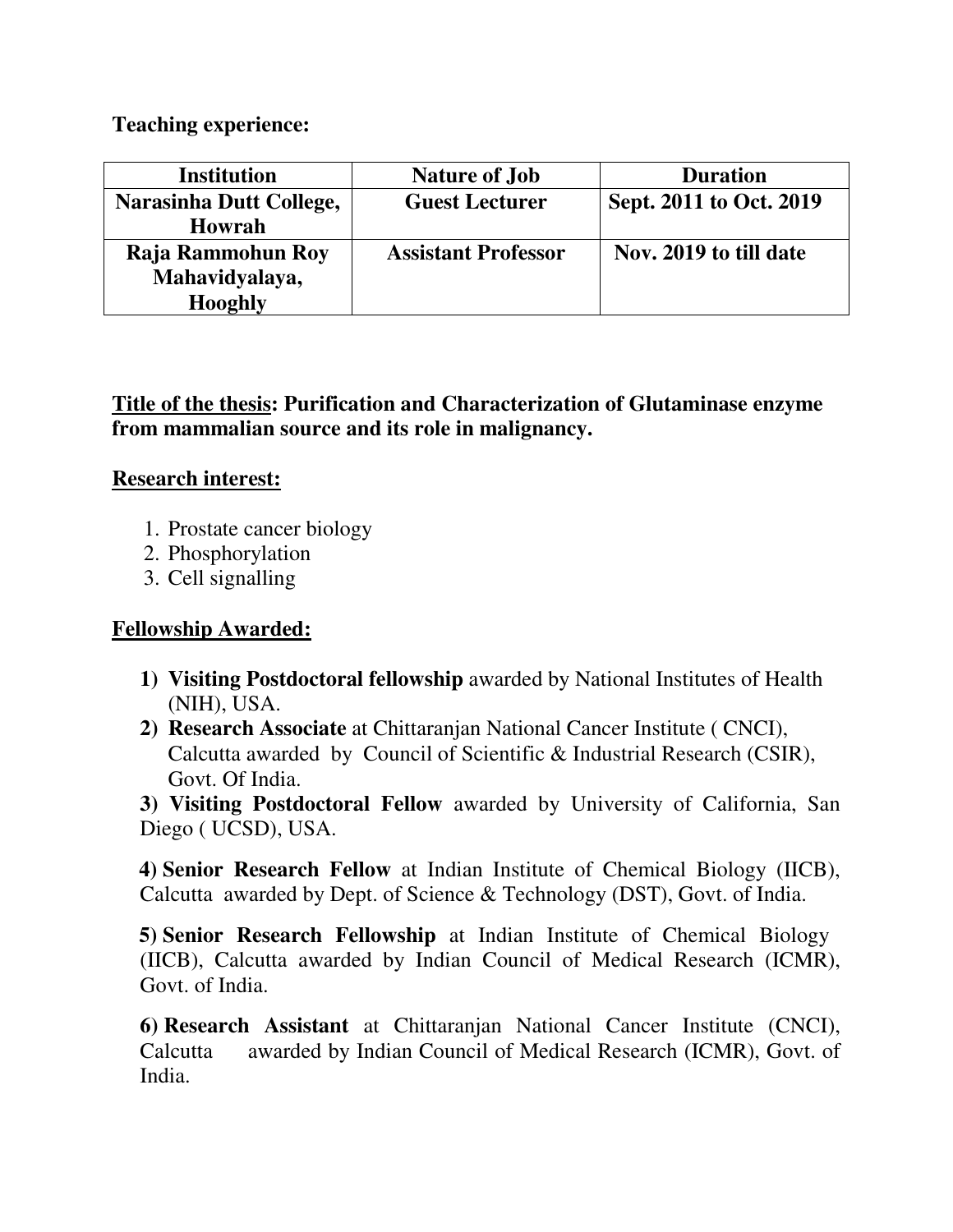**Teaching experience:**

| Institution | Nature of Job | Duration |
|---|---|---|
| **Narasinha Dutt College, Howrah** | **Guest Lecturer** | **Sept. 2011 to Oct. 2019** |
| **Raja Rammohun Roy Mahavidyalaya, Hooghly** | **Assistant Professor** | **Nov. 2019 to till date** |

**<u>Title of the thesis</u>: Purification and Characterization of Glutaminase enzyme from mammalian source and its role in malignancy.**

**<u>Research interest:</u>**

1. Prostate cancer biology
2. Phosphorylation
3. Cell signalling

**<u>Fellowship Awarded:</u>**

1) **Visiting Postdoctoral fellowship** awarded by National Institutes of Health (NIH), USA.
2) **Research Associate** at Chittaranjan National Cancer Institute ( CNCI), Calcutta awarded by Council of Scientific & Industrial Research (CSIR), Govt. Of India.
3) **Visiting Postdoctoral Fellow** awarded by University of California, San Diego ( UCSD), USA.
4) **Senior Research Fellow** at Indian Institute of Chemical Biology (IICB), Calcutta awarded by Dept. of Science & Technology (DST), Govt. of India.
5) **Senior Research Fellowship** at Indian Institute of Chemical Biology (IICB), Calcutta awarded by Indian Council of Medical Research (ICMR), Govt. of India.
6) **Research Assistant** at Chittaranjan National Cancer Institute (CNCI), Calcutta awarded by Indian Council of Medical Research (ICMR), Govt. of India.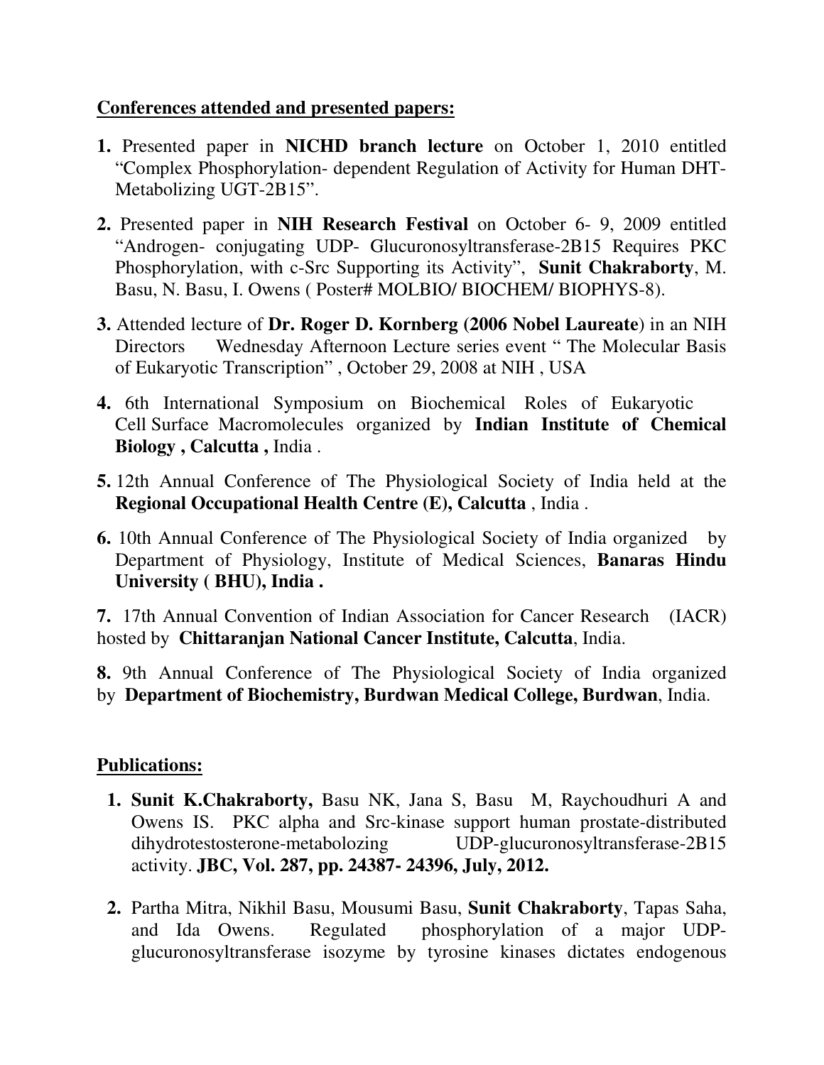**Conferences attended and presented papers:**

1. Presented paper in **NICHD branch lecture** on October 1, 2010 entitled "Complex Phosphorylation- dependent Regulation of Activity for Human DHT-Metabolizing UGT-2B15".

2. Presented paper in **NIH Research Festival** on October 6- 9, 2009 entitled "Androgen- conjugating UDP- Glucuronosyltransferase-2B15 Requires PKC Phosphorylation, with c-Src Supporting its Activity", **Sunit Chakraborty**, M. Basu, N. Basu, I. Owens ( Poster# MOLBIO/ BIOCHEM/ BIOPHYS-8).

3. Attended lecture of **Dr. Roger D. Kornberg (2006 Nobel Laureate**) in an NIH Directors Wednesday Afternoon Lecture series event " The Molecular Basis of Eukaryotic Transcription" , October 29, 2008 at NIH , USA

4. 6th International Symposium on Biochemical Roles of Eukaryotic Cell Surface Macromolecules organized by **Indian Institute of Chemical Biology , Calcutta ,** India .

5. 12th Annual Conference of The Physiological Society of India held at the **Regional Occupational Health Centre (E), Calcutta** , India .

6. 10th Annual Conference of The Physiological Society of India organized by Department of Physiology, Institute of Medical Sciences, **Banaras Hindu University ( BHU), India .**

7. 17th Annual Convention of Indian Association for Cancer Research (IACR) hosted by **Chittaranjan National Cancer Institute, Calcutta**, India.

8. 9th Annual Conference of The Physiological Society of India organized by **Department of Biochemistry, Burdwan Medical College, Burdwan**, India.

**Publications:**

1. **Sunit K.Chakraborty,** Basu NK, Jana S, Basu M, Raychoudhuri A and Owens IS. PKC alpha and Src-kinase support human prostate-distributed dihydrotestosterone-metabolozing UDP-glucuronosyltransferase-2B15 activity. **JBC, Vol. 287, pp. 24387- 24396, July, 2012.**

2. Partha Mitra, Nikhil Basu, Mousumi Basu, **Sunit Chakraborty**, Tapas Saha, and Ida Owens. Regulated phosphorylation of a major UDP-glucuronosyltransferase isozyme by tyrosine kinases dictates endogenous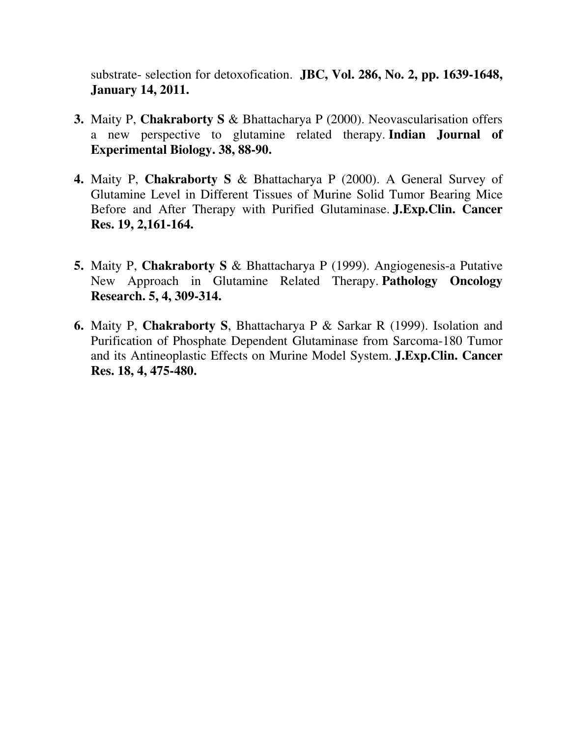substrate- selection for detoxofication. **JBC, Vol. 286, No. 2, pp. 1639-1648, January 14, 2011.**

3. Maity P, **Chakraborty S** & Bhattacharya P (2000). Neovascularisation offers a new perspective to glutamine related therapy. **Indian Journal of Experimental Biology. 38, 88-90.**

4. Maity P, **Chakraborty S** & Bhattacharya P (2000). A General Survey of Glutamine Level in Different Tissues of Murine Solid Tumor Bearing Mice Before and After Therapy with Purified Glutaminase. **J.Exp.Clin. Cancer Res. 19, 2,161-164.**

5. Maity P, **Chakraborty S** & Bhattacharya P (1999). Angiogenesis-a Putative New Approach in Glutamine Related Therapy. **Pathology Oncology Research. 5, 4, 309-314.**

6. Maity P, **Chakraborty S**, Bhattacharya P & Sarkar R (1999). Isolation and Purification of Phosphate Dependent Glutaminase from Sarcoma-180 Tumor and its Antineoplastic Effects on Murine Model System. **J.Exp.Clin. Cancer Res. 18, 4, 475-480.**